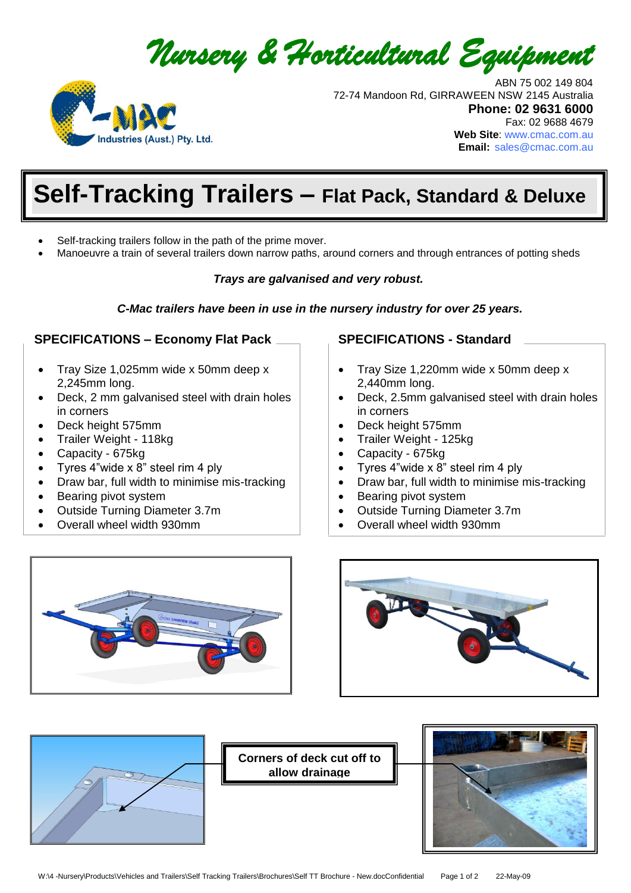# *Nursery & Horticultural Equipment*

C-MAC Industries (Aust.) Pty. Ltd.

ABN 75 002 149 804
72-74 Mandoon Rd, GIRRAWEEN NSW 2145 Australia
**Phone: 02 9631 6000**
Fax: 02 9688 4679
**Web Site**: www.cmac.com.au
**Email:** sales@cmac.com.au

# Self-Tracking Trailers – Flat Pack, Standard & Deluxe

- Self-tracking trailers follow in the path of the prime mover.
- Manoeuvre a train of several trailers down narrow paths, around corners and through entrances of potting sheds

***Trays are galvanised and very robust.***

***C-Mac trailers have been in use in the nursery industry for over 25 years.***

## SPECIFICATIONS – Economy Flat Pack

- Tray Size 1,025mm wide x 50mm deep x 2,245mm long.
- Deck, 2 mm galvanised steel with drain holes in corners
- Deck height 575mm
- Trailer Weight - 118kg
- Capacity - 675kg
- Tyres 4"wide x 8" steel rim 4 ply
- Draw bar, full width to minimise mis-tracking
- Bearing pivot system
- Outside Turning Diameter 3.7m
- Overall wheel width 930mm

## SPECIFICATIONS - Standard

- Tray Size 1,220mm wide x 50mm deep x 2,440mm long.
- Deck, 2.5mm galvanised steel with drain holes in corners
- Deck height 575mm
- Trailer Weight - 125kg
- Capacity - 675kg
- Tyres 4"wide x 8" steel rim 4 ply
- Draw bar, full width to minimise mis-tracking
- Bearing pivot system
- Outside Turning Diameter 3.7m
- Overall wheel width 930mm

**Corners of deck cut off to allow drainage**

W:\4 -Nursery\Products\Vehicles and Trailers\Self Tracking Trailers\Brochures\Self TT Brochure - New.docConfidential 22-May-09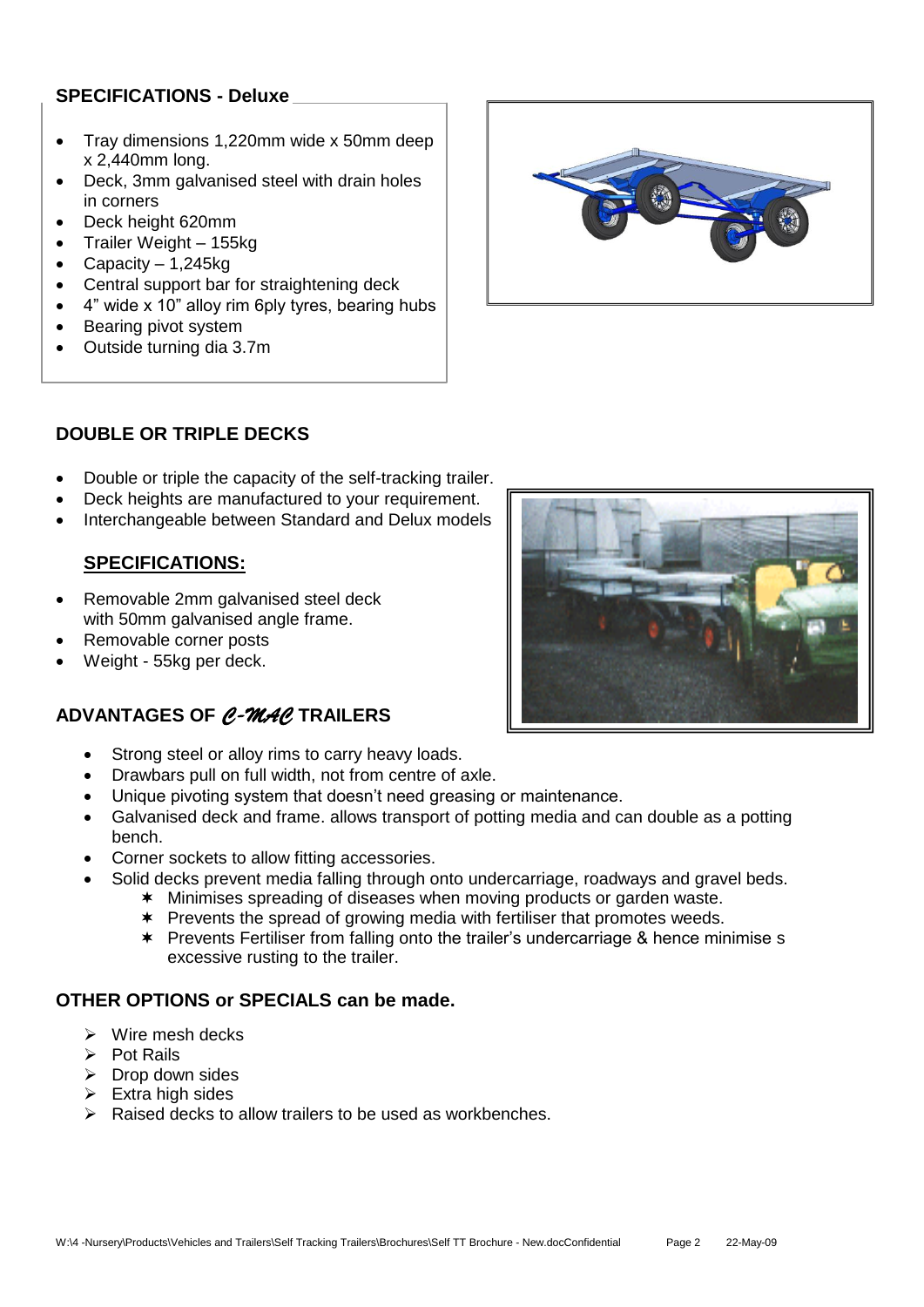## SPECIFICATIONS - Deluxe

- Tray dimensions 1,220mm wide x 50mm deep x 2,440mm long.
- Deck, 3mm galvanised steel with drain holes in corners
- Deck height 620mm
- Trailer Weight – 155kg
- Capacity – 1,245kg
- Central support bar for straightening deck
- 4" wide x 10" alloy rim 6ply tyres, bearing hubs
- Bearing pivot system
- Outside turning dia 3.7m

## DOUBLE OR TRIPLE DECKS

- Double or triple the capacity of the self-tracking trailer.
- Deck heights are manufactured to your requirement.
- Interchangeable between Standard and Delux models

### SPECIFICATIONS:

- Removable 2mm galvanised steel deck with 50mm galvanised angle frame.
- Removable corner posts
- Weight - 55kg per deck.

## ADVANTAGES OF *C-MAC* TRAILERS

- Strong steel or alloy rims to carry heavy loads.
- Drawbars pull on full width, not from centre of axle.
- Unique pivoting system that doesn't need greasing or maintenance.
- Galvanised deck and frame. allows transport of potting media and can double as a potting bench.
- Corner sockets to allow fitting accessories.
- Solid decks prevent media falling through onto undercarriage, roadways and gravel beds.
    - Minimises spreading of diseases when moving products or garden waste.
    - Prevents the spread of growing media with fertiliser that promotes weeds.
    - Prevents Fertiliser from falling onto the trailer's undercarriage & hence minimise s excessive rusting to the trailer.

## OTHER OPTIONS or SPECIALS can be made.

- Wire mesh decks
- Pot Rails
- Drop down sides
- Extra high sides
- Raised decks to allow trailers to be used as workbenches.